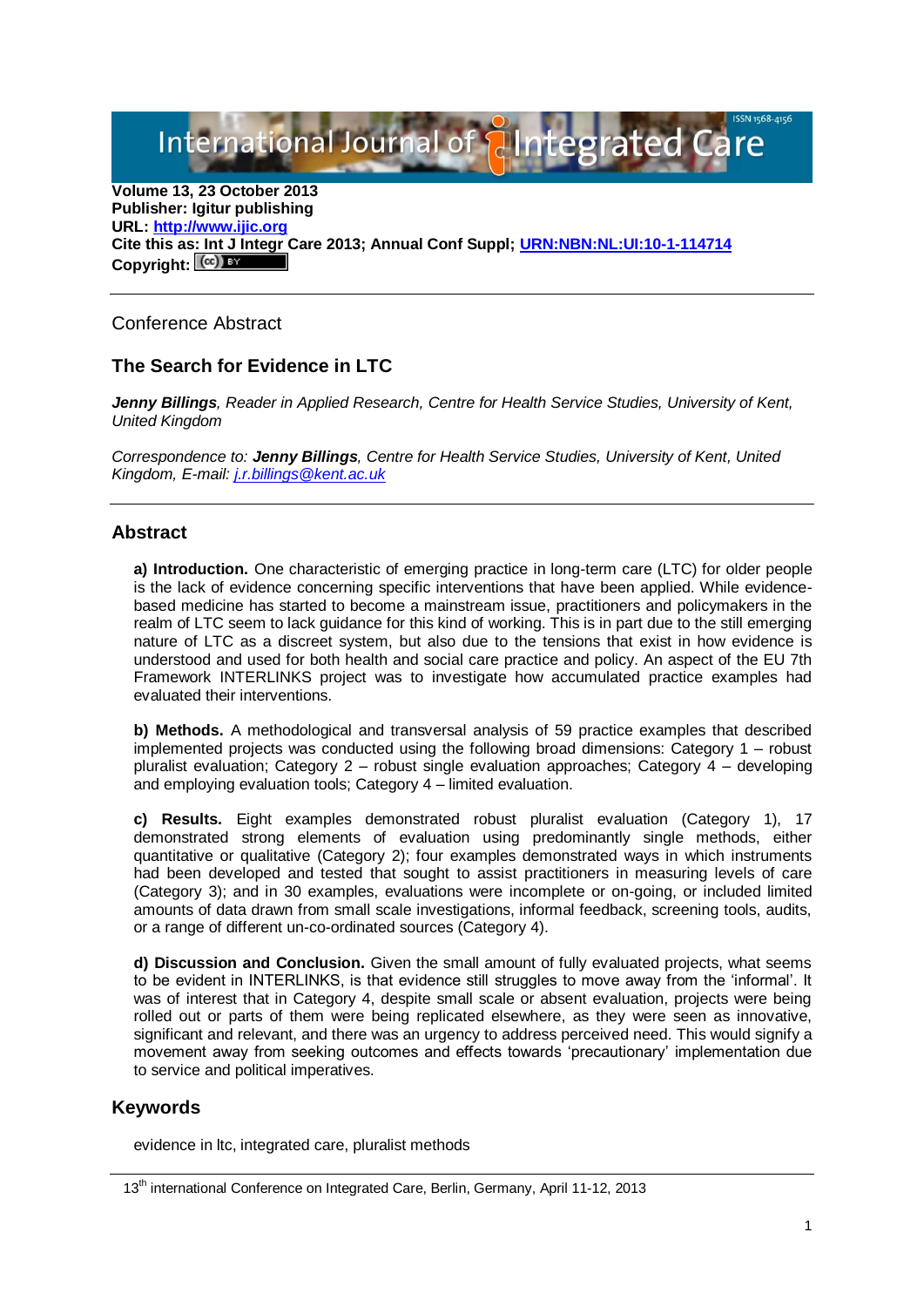International Journal of Integrated Care

**Volume 13, 23 October 2013**
**Publisher: Igitur publishing**
**URL: http://www.ijic.org**
**Cite this as: Int J Integr Care 2013; Annual Conf Suppl; URN:NBN:NL:UI:10-1-114714**
**Copyright:** (cc) BY

---

Conference Abstract

## The Search for Evidence in LTC

***Jenny Billings**, Reader in Applied Research, Centre for Health Service Studies, University of Kent, United Kingdom*

*Correspondence to: **Jenny Billings**, Centre for Health Service Studies, University of Kent, United Kingdom, E-mail: j.r.billings@kent.ac.uk*

---

## Abstract

**a) Introduction.** One characteristic of emerging practice in long-term care (LTC) for older people is the lack of evidence concerning specific interventions that have been applied. While evidence-based medicine has started to become a mainstream issue, practitioners and policymakers in the realm of LTC seem to lack guidance for this kind of working. This is in part due to the still emerging nature of LTC as a discreet system, but also due to the tensions that exist in how evidence is understood and used for both health and social care practice and policy. An aspect of the EU 7th Framework INTERLINKS project was to investigate how accumulated practice examples had evaluated their interventions.

**b) Methods.** A methodological and transversal analysis of 59 practice examples that described implemented projects was conducted using the following broad dimensions: Category 1 – robust pluralist evaluation; Category 2 – robust single evaluation approaches; Category 4 – developing and employing evaluation tools; Category 4 – limited evaluation.

**c) Results.** Eight examples demonstrated robust pluralist evaluation (Category 1), 17 demonstrated strong elements of evaluation using predominantly single methods, either quantitative or qualitative (Category 2); four examples demonstrated ways in which instruments had been developed and tested that sought to assist practitioners in measuring levels of care (Category 3); and in 30 examples, evaluations were incomplete or on-going, or included limited amounts of data drawn from small scale investigations, informal feedback, screening tools, audits, or a range of different un-co-ordinated sources (Category 4).

**d) Discussion and Conclusion.** Given the small amount of fully evaluated projects, what seems to be evident in INTERLINKS, is that evidence still struggles to move away from the 'informal'. It was of interest that in Category 4, despite small scale or absent evaluation, projects were being rolled out or parts of them were being replicated elsewhere, as they were seen as innovative, significant and relevant, and there was an urgency to address perceived need. This would signify a movement away from seeking outcomes and effects towards 'precautionary' implementation due to service and political imperatives.

## Keywords

evidence in ltc, integrated care, pluralist methods

---

13th international Conference on Integrated Care, Berlin, Germany, April 11-12, 2013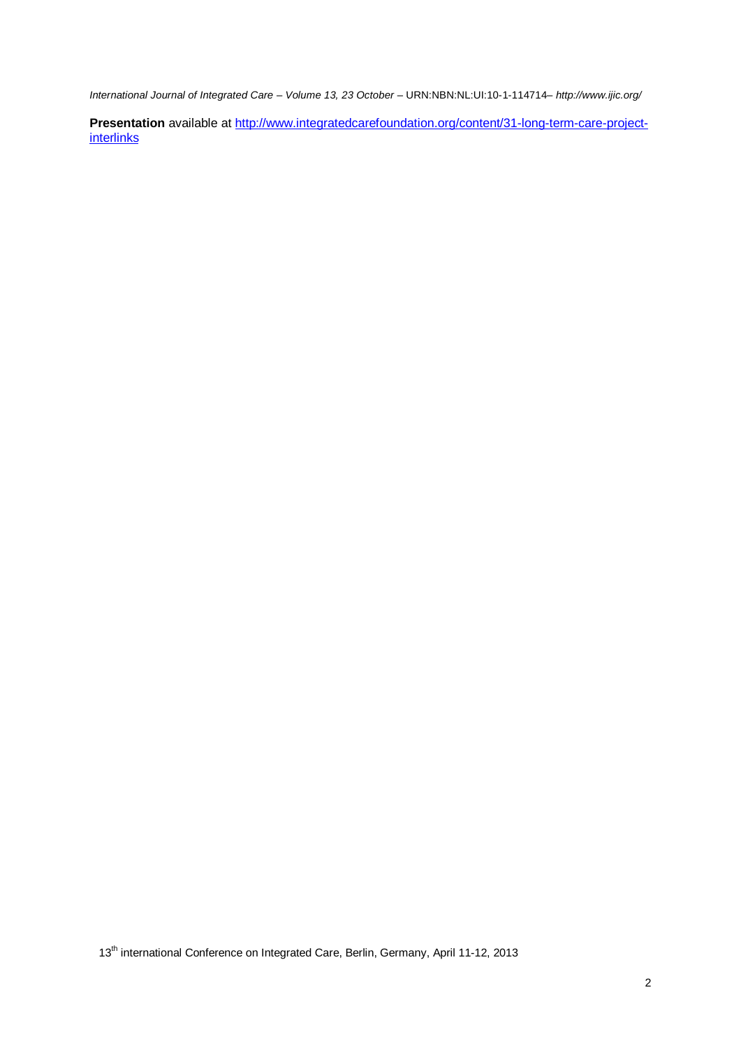**Presentation** available at [http://www.integratedcarefoundation.org/content/31-long-term-care-project-interlinks](http://www.integratedcarefoundation.org/content/31-long-term-care-project-interlinks)